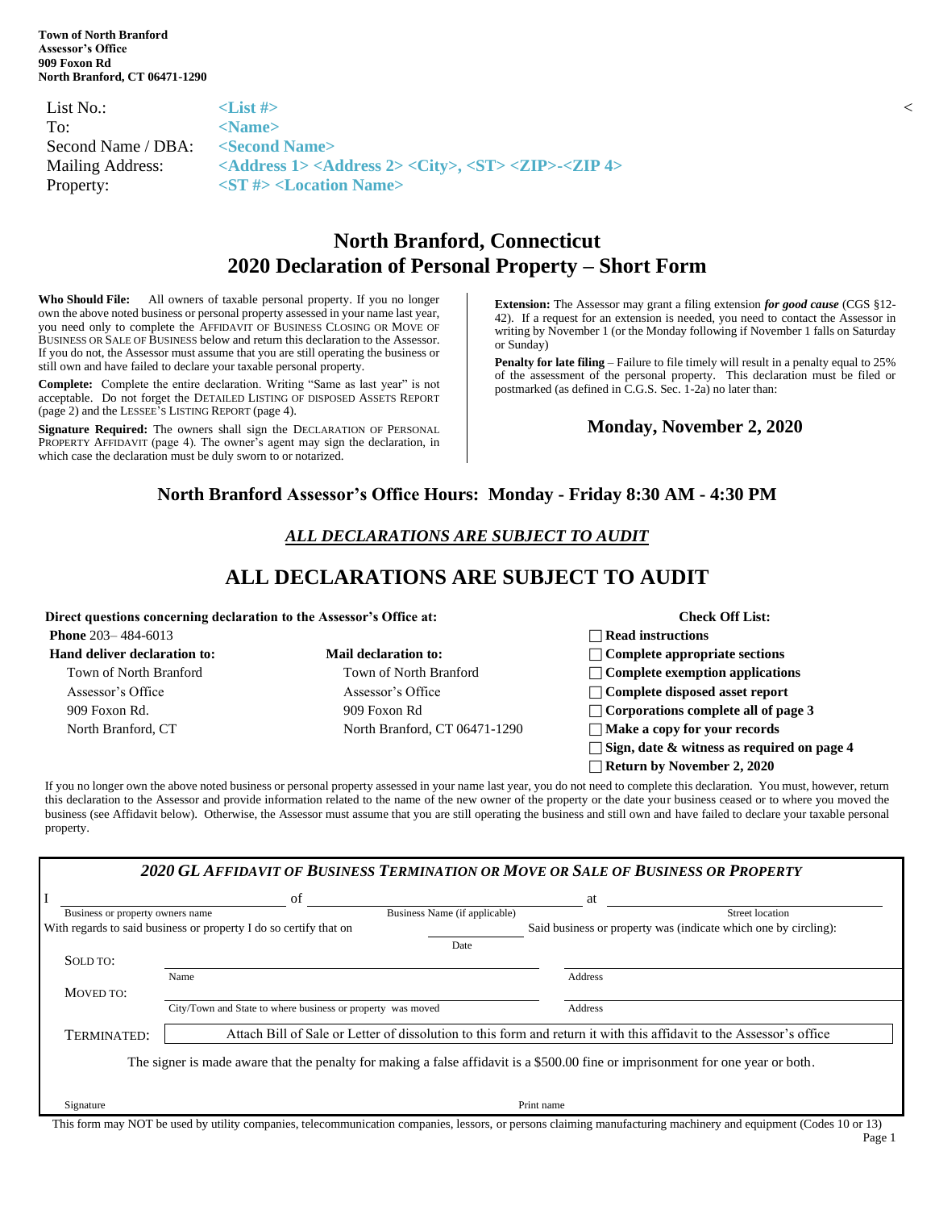**Town of North Branford**
**Assessor's Office**
**909 Foxon Rd**
**North Branford, CT 06471-1290**

| | |
|---|---|
| List No.: | **<List #>** |
| To: | **<Name>** |
| Second Name / DBA: | **<Second Name>** |
| Mailing Address: | **<Address 1> <Address 2> <City>, <ST> <ZIP>-<ZIP 4>** |
| Property: | **<ST #> <Location Name>** |

# North Branford, Connecticut
# 2020 Declaration of Personal Property – Short Form

**Who Should File:** All owners of taxable personal property. If you no longer own the above noted business or personal property assessed in your name last year, you need only to complete the AFFIDAVIT OF BUSINESS CLOSING OR MOVE OF BUSINESS OR SALE OF BUSINESS below and return this declaration to the Assessor. If you do not, the Assessor must assume that you are still operating the business or still own and have failed to declare your taxable personal property.

**Complete:** Complete the entire declaration. Writing "Same as last year" is not acceptable. Do not forget the DETAILED LISTING OF DISPOSED ASSETS REPORT (page 2) and the LESSEE'S LISTING REPORT (page 4).

**Signature Required:** The owners shall sign the DECLARATION OF PERSONAL PROPERTY AFFIDAVIT (page 4). The owner's agent may sign the declaration, in which case the declaration must be duly sworn to or notarized.

**Extension:** The Assessor may grant a filing extension ***for good cause*** (CGS §12-42). If a request for an extension is needed, you need to contact the Assessor in writing by November 1 (or the Monday following if November 1 falls on Saturday or Sunday)

**Penalty for late filing** – Failure to file timely will result in a penalty equal to 25% of the assessment of the personal property. This declaration must be filed or postmarked (as defined in C.G.S. Sec. 1-2a) no later than:

**Monday, November 2, 2020**

### North Branford Assessor's Office Hours: Monday - Friday 8:30 AM - 4:30 PM

***ALL DECLARATIONS ARE SUBJECT TO AUDIT***

## ALL DECLARATIONS ARE SUBJECT TO AUDIT

**Direct questions concerning declaration to the Assessor's Office at:**

**Phone** 203– 484-6013

**Hand deliver declaration to:**
Town of North Branford
Assessor's Office
909 Foxon Rd.
North Branford, CT

**Mail declaration to:**
Town of North Branford
Assessor's Office
909 Foxon Rd
North Branford, CT 06471-1290

**Check Off List:**
- ☐ **Read instructions**
- ☐ **Complete appropriate sections**
- ☐ **Complete exemption applications**
- ☐ **Complete disposed asset report**
- ☐ **Corporations complete all of page 3**
- ☐ **Make a copy for your records**
- ☐ **Sign, date & witness as required on page 4**
- ☐ **Return by November 2, 2020**

If you no longer own the above noted business or personal property assessed in your name last year, you do not need to complete this declaration. You must, however, return this declaration to the Assessor and provide information related to the name of the new owner of the property or the date your business ceased or to where you moved the business (see Affidavit below). Otherwise, the Assessor must assume that you are still operating the business and still own and have failed to declare your taxable personal property.

### *2020 GL AFFIDAVIT OF BUSINESS TERMINATION OR MOVE OR SALE OF BUSINESS OR PROPERTY*

I ______________________ of ______________________ at ______________________
Business or property owners name — Business Name (if applicable) — Street location

With regards to said business or property I do so certify that on ____________ (Date) Said business or property was (indicate which one by circling):

SOLD TO: ______________________ (Name) ______________________ (Address)

MOVED TO: ______________________ (City/Town and State to where business or property was moved) ______________________ (Address)

TERMINATED: Attach Bill of Sale or Letter of dissolution to this form and return it with this affidavit to the Assessor's office

The signer is made aware that the penalty for making a false affidavit is a $500.00 fine or imprisonment for one year or both.

Signature ______________________ Print name ______________________

This form may NOT be used by utility companies, telecommunication companies, lessors, or persons claiming manufacturing machinery and equipment (Codes 10 or 13)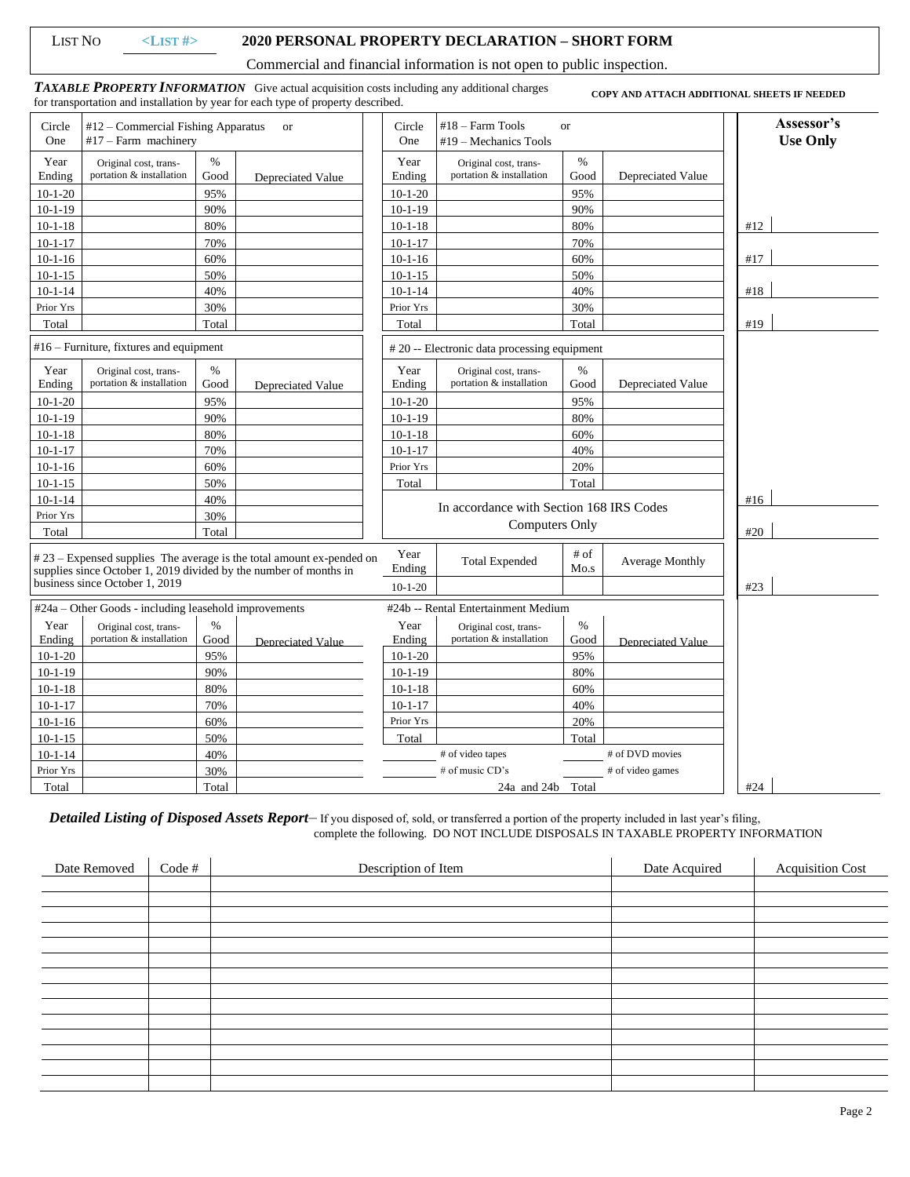LIST NO <LIST #>

# 2020 PERSONAL PROPERTY DECLARATION – SHORT FORM

Commercial and financial information is not open to public inspection.

***TAXABLE PROPERTY INFORMATION*** Give actual acquisition costs including any additional charges for transportation and installation by year for each type of property described.

**COPY AND ATTACH ADDITIONAL SHEETS IF NEEDED**

| Circle One | #12 – Commercial Fishing Apparatus or #17 – Farm machinery | | |
|---|---|---|---|
| Year Ending | Original cost, transportation & installation | % Good | Depreciated Value |
| 10-1-20 | | 95% | |
| 10-1-19 | | 90% | |
| 10-1-18 | | 80% | |
| 10-1-17 | | 70% | |
| 10-1-16 | | 60% | |
| 10-1-15 | | 50% | |
| 10-1-14 | | 40% | |
| Prior Yrs | | 30% | |
| Total | | Total | |

| Circle One | #18 – Farm Tools or #19 – Mechanics Tools | | |
|---|---|---|---|
| Year Ending | Original cost, transportation & installation | % Good | Depreciated Value |
| 10-1-20 | | 95% | |
| 10-1-19 | | 90% | |
| 10-1-18 | | 80% | |
| 10-1-17 | | 70% | |
| 10-1-16 | | 60% | |
| 10-1-15 | | 50% | |
| 10-1-14 | | 40% | |
| Prior Yrs | | 30% | |
| Total | | Total | |

#16 – Furniture, fixtures and equipment

| Year Ending | Original cost, transportation & installation | % Good | Depreciated Value |
|---|---|---|---|
| 10-1-20 | | 95% | |
| 10-1-19 | | 90% | |
| 10-1-18 | | 80% | |
| 10-1-17 | | 70% | |
| 10-1-16 | | 60% | |
| 10-1-15 | | 50% | |
| 10-1-14 | | 40% | |
| Prior Yrs | | 30% | |
| Total | | Total | |

# 20 -- Electronic data processing equipment

| Year Ending | Original cost, transportation & installation | % Good | Depreciated Value |
|---|---|---|---|
| 10-1-20 | | 95% | |
| 10-1-19 | | 80% | |
| 10-1-18 | | 60% | |
| 10-1-17 | | 40% | |
| Prior Yrs | | 20% | |
| Total | | Total | |

In accordance with Section 168 IRS Codes
Computers Only

# 23 – Expensed supplies The average is the total amount ex-pended on supplies since October 1, 2019 divided by the number of months in business since October 1, 2019

| Year Ending | Total Expended | # of Mo.s | Average Monthly |
|---|---|---|---|
| 10-1-20 | | | |

#24a – Other Goods - including leasehold improvements

| Year Ending | Original cost, transportation & installation | % Good | Depreciated Value |
|---|---|---|---|
| 10-1-20 | | 95% | |
| 10-1-19 | | 90% | |
| 10-1-18 | | 80% | |
| 10-1-17 | | 70% | |
| 10-1-16 | | 60% | |
| 10-1-15 | | 50% | |
| 10-1-14 | | 40% | |
| Prior Yrs | | 30% | |
| Total | | Total | |

#24b -- Rental Entertainment Medium

| Year Ending | Original cost, transportation & installation | % Good | Depreciated Value |
|---|---|---|---|
| 10-1-20 | | 95% | |
| 10-1-19 | | 80% | |
| 10-1-18 | | 60% | |
| 10-1-17 | | 40% | |
| Prior Yrs | | 20% | |
| Total | | Total | |

_______ # of video tapes _______ # of DVD movies
_______ # of music CD's _______ # of video games

24a and 24b Total

**Assessor's Use Only**

| | |
|---|---|
| #12 | |
| #17 | |
| #18 | |
| #19 | |
| #16 | |
| #20 | |
| #23 | |
| #24 | |

***Detailed Listing of Disposed Assets Report*** – If you disposed of, sold, or transferred a portion of the property included in last year's filing, complete the following. DO NOT INCLUDE DISPOSALS IN TAXABLE PROPERTY INFORMATION

| Date Removed | Code # | Description of Item | Date Acquired | Acquisition Cost |
|---|---|---|---|---|
| | | | | |
| | | | | |
| | | | | |
| | | | | |
| | | | | |
| | | | | |
| | | | | |
| | | | | |
| | | | | |
| | | | | |
| | | | | |
| | | | | |
| | | | | |
| | | | | |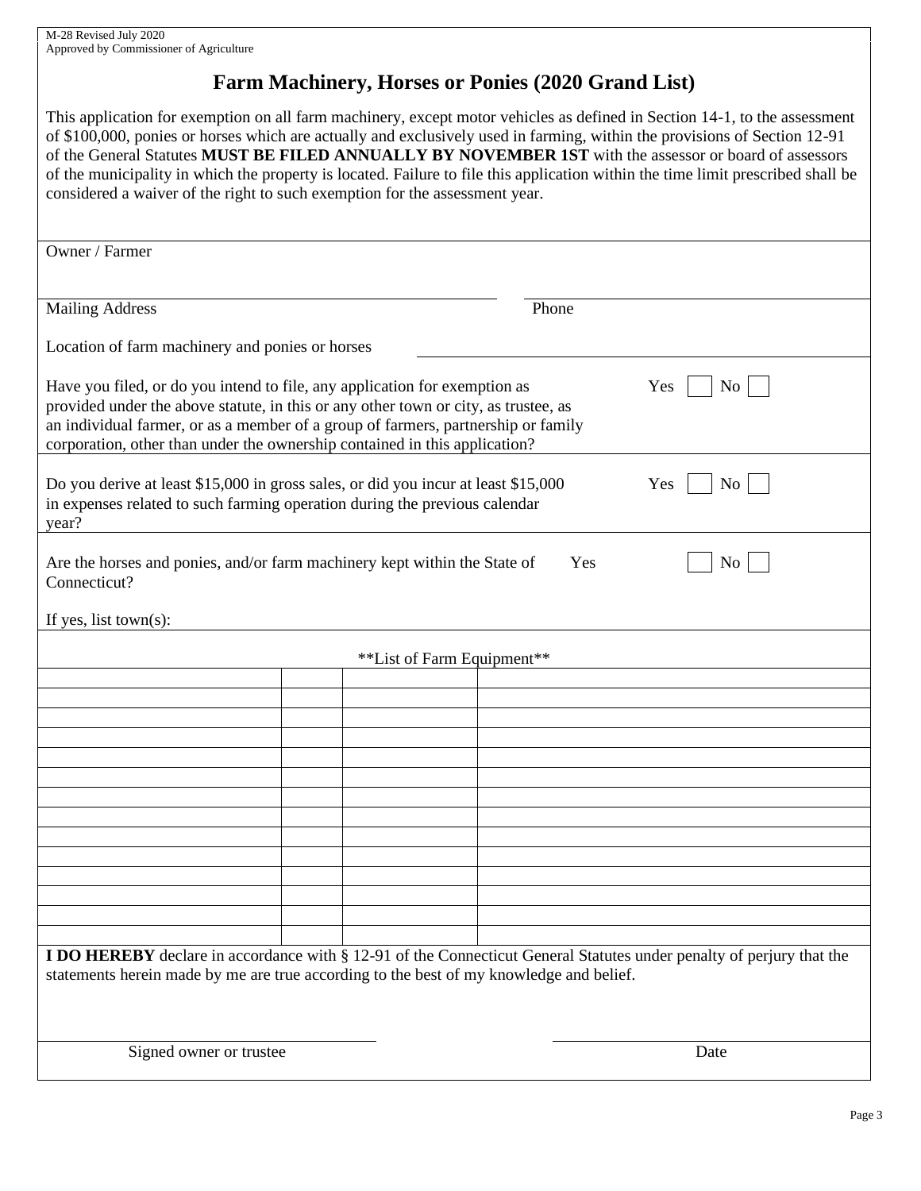M-28 Revised July 2020
Approved by Commissioner of Agriculture

# Farm Machinery, Horses or Ponies (2020 Grand List)

This application for exemption on all farm machinery, except motor vehicles as defined in Section 14-1, to the assessment of $100,000, ponies or horses which are actually and exclusively used in farming, within the provisions of Section 12-91 of the General Statutes **MUST BE FILED ANNUALLY BY NOVEMBER 1ST** with the assessor or board of assessors of the municipality in which the property is located. Failure to file this application within the time limit prescribed shall be considered a waiver of the right to such exemption for the assessment year.

Owner / Farmer ____________________

Mailing Address ____________________ Phone ____________________

Location of farm machinery and ponies or horses ____________________

Have you filed, or do you intend to file, any application for exemption as provided under the above statute, in this or any other town or city, as trustee, as an individual farmer, or as a member of a group of farmers, partnership or family corporation, other than under the ownership contained in this application? Yes ☐ No ☐

Do you derive at least $15,000 in gross sales, or did you incur at least $15,000 in expenses related to such farming operation during the previous calendar year? Yes ☐ No ☐

Are the horses and ponies, and/or farm machinery kept within the State of Connecticut? Yes ☐ No ☐

If yes, list town(s):

**List of Farm Equipment**

| | | | |
|---|---|---|---|
| | | | |
| | | | |
| | | | |
| | | | |
| | | | |
| | | | |
| | | | |
| | | | |
| | | | |
| | | | |
| | | | |
| | | | |
| | | | |
| | | | |

**I DO HEREBY** declare in accordance with § 12-91 of the Connecticut General Statutes under penalty of perjury that the statements herein made by me are true according to the best of my knowledge and belief.

____________________ ____________________

Signed owner or trustee Date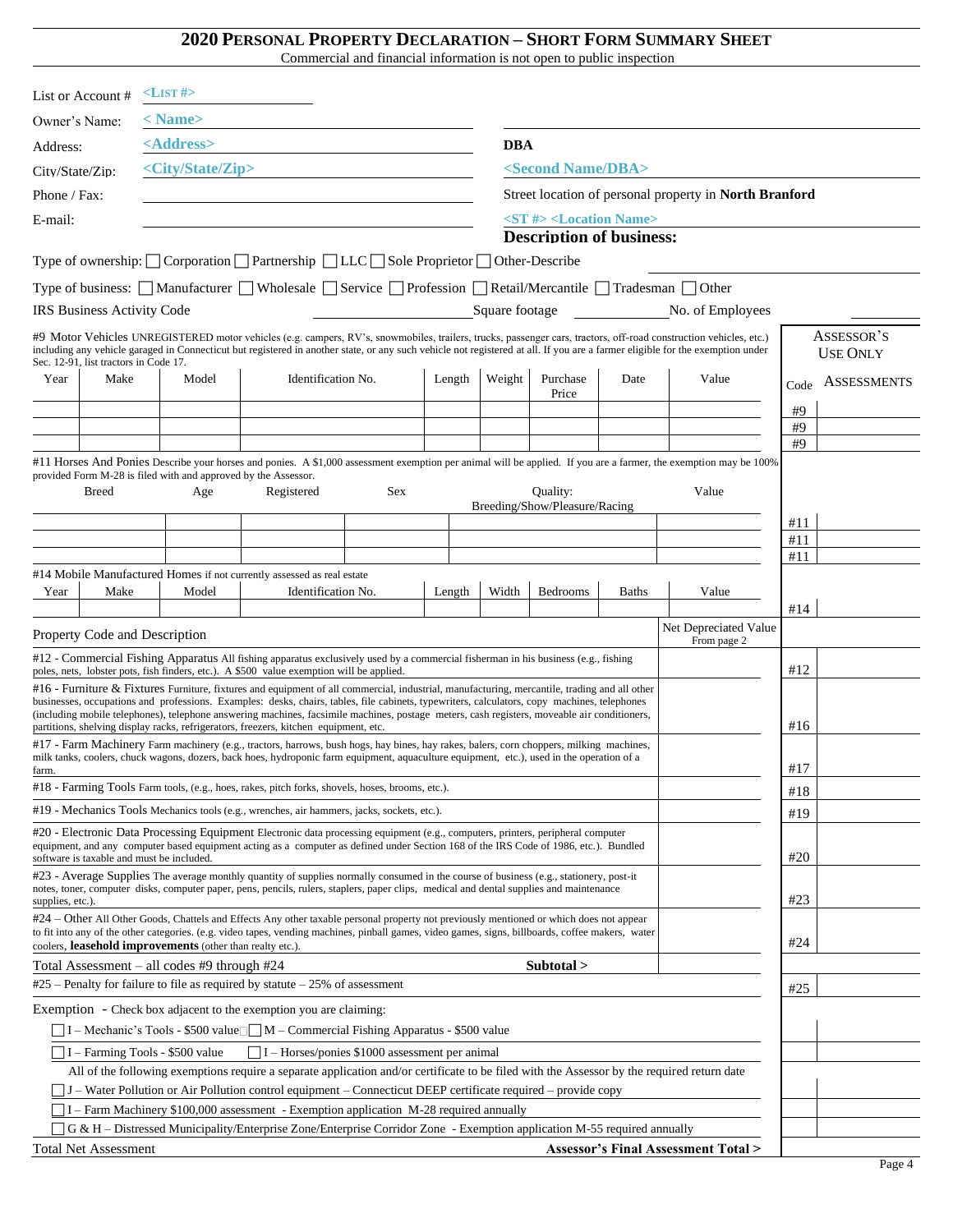## 2020 Personal Property Declaration – Short Form Summary Sheet

Commercial and financial information is not open to public inspection

List or Account # <LIST #>

Owner's Name: < Name>

Address: <Address>

City/State/Zip: <City/State/Zip>

Phone / Fax:

E-mail:

**DBA**

<Second Name/DBA>

Street location of personal property in **North Branford**

<ST #> <Location Name>

**Description of business:**

Type of ownership: ☐ Corporation ☐ Partnership ☐ LLC ☐ Sole Proprietor ☐ Other-Describe

Type of business: ☐ Manufacturer ☐ Wholesale ☐ Service ☐ Profession ☐ Retail/Mercantile ☐ Tradesman ☐ Other

IRS Business Activity Code Square footage No. of Employees

**Assessor's Use Only**

#9 Motor Vehicles UNREGISTERED motor vehicles (e.g. campers, RV's, snowmobiles, trailers, trucks, passenger cars, tractors, off-road construction vehicles, etc.) including any vehicle garaged in Connecticut but registered in another state, or any such vehicle not registered at all. If you are a farmer eligible for the exemption under Sec. 12-91, list tractors in Code 17.

| Year | Make | Model | Identification No. | Length | Weight | Purchase Price | Date | Value | Code | Assessments |
|---|---|---|---|---|---|---|---|---|---|---|
| | | | | | | | | | #9 | |
| | | | | | | | | | #9 | |
| | | | | | | | | | #9 | |

#11 Horses And Ponies Describe your horses and ponies. A $1,000 assessment exemption per animal will be applied. If you are a farmer, the exemption may be 100% provided Form M-28 is filed with and approved by the Assessor.

| Breed | Age | Registered | Sex | Quality: Breeding/Show/Pleasure/Racing | Value | Code | Assessments |
|---|---|---|---|---|---|---|---|
| | | | | | | #11 | |
| | | | | | | #11 | |
| | | | | | | #11 | |

#14 Mobile Manufactured Homes if not currently assessed as real estate

| Year | Make | Model | Identification No. | Length | Width | Bedrooms | Baths | Value | Code | Assessments |
|---|---|---|---|---|---|---|---|---|---|---|
| | | | | | | | | | #14 | |

| Property Code and Description | Net Depreciated Value From page 2 | Code | Assessments |
|---|---|---|---|
| #12 - Commercial Fishing Apparatus All fishing apparatus exclusively used by a commercial fisherman in his business (e.g., fishing poles, nets, lobster pots, fish finders, etc.). A $500 value exemption will be applied. | | #12 | |
| #16 - Furniture & Fixtures Furniture, fixtures and equipment of all commercial, industrial, manufacturing, mercantile, trading and all other businesses, occupations and professions. Examples: desks, chairs, tables, file cabinets, typewriters, calculators, copy machines, telephones (including mobile telephones), telephone answering machines, facsimile machines, postage meters, cash registers, moveable air conditioners, partitions, shelving display racks, refrigerators, freezers, kitchen equipment, etc. | | #16 | |
| #17 - Farm Machinery Farm machinery (e.g., tractors, harrows, bush hogs, hay bines, hay rakes, balers, corn choppers, milking machines, milk tanks, coolers, chuck wagons, dozers, back hoes, hydroponic farm equipment, aquaculture equipment, etc.), used in the operation of a farm. | | #17 | |
| #18 - Farming Tools Farm tools, (e.g., hoes, rakes, pitch forks, shovels, hoses, brooms, etc.). | | #18 | |
| #19 - Mechanics Tools Mechanics tools (e.g., wrenches, air hammers, jacks, sockets, etc.). | | #19 | |
| #20 - Electronic Data Processing Equipment Electronic data processing equipment (e.g., computers, printers, peripheral computer equipment, and any computer based equipment acting as a computer as defined under Section 168 of the IRS Code of 1986, etc.). Bundled software is taxable and must be included. | | #20 | |
| #23 - Average Supplies The average monthly quantity of supplies normally consumed in the course of business (e.g., stationery, post-it notes, toner, computer disks, computer paper, pens, pencils, rulers, staplers, paper clips, medical and dental supplies and maintenance supplies, etc.). | | #23 | |
| #24 – Other All Other Goods, Chattels and Effects Any other taxable personal property not previously mentioned or which does not appear to fit into any of the other categories. (e.g. video tapes, vending machines, pinball games, video games, signs, billboards, coffee makers, water coolers, **leasehold improvements** (other than realty etc.). | | #24 | |
| Total Assessment – all codes #9 through #24 **Subtotal >** | | | |
| #25 – Penalty for failure to file as required by statute – 25% of assessment | | #25 | |

Exemption - Check box adjacent to the exemption you are claiming:

☐ I – Mechanic's Tools - $500 value ☐ M – Commercial Fishing Apparatus - $500 value

☐ I – Farming Tools - $500 value ☐ I – Horses/ponies $1000 assessment per animal

All of the following exemptions require a separate application and/or certificate to be filed with the Assessor by the required return date

☐ J – Water Pollution or Air Pollution control equipment – Connecticut DEEP certificate required – provide copy

☐ I – Farm Machinery $100,000 assessment - Exemption application M-28 required annually

☐ G & H – Distressed Municipality/Enterprise Zone/Enterprise Corridor Zone - Exemption application M-55 required annually

Total Net Assessment **Assessor's Final Assessment Total >**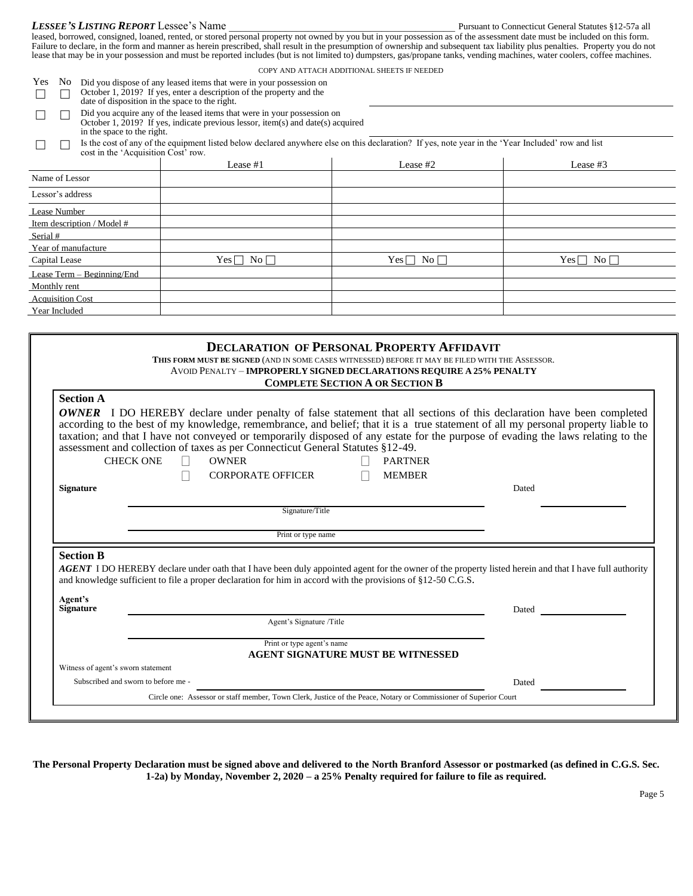***LESSEE'S LISTING REPORT*** Lessee's Name ________________________________________________ Pursuant to Connecticut General Statutes §12-57a all leased, borrowed, consigned, loaned, rented, or stored personal property not owned by you but in your possession as of the assessment date must be included on this form. Failure to declare, in the form and manner as herein prescribed, shall result in the presumption of ownership and subsequent tax liability plus penalties. Property you do not lease that may be in your possession and must be reported includes (but is not limited to) dumpsters, gas/propane tanks, vending machines, water coolers, coffee machines.

COPY AND ATTACH ADDITIONAL SHEETS IF NEEDED

| Yes | No | | |
|---|---|---|---|
| ☐ | ☐ | Did you dispose of any leased items that were in your possession on October 1, 2019? If yes, enter a description of the property and the date of disposition in the space to the right. | |
| ☐ | ☐ | Did you acquire any of the leased items that were in your possession on October 1, 2019? If yes, indicate previous lessor, item(s) and date(s) acquired in the space to the right. | |
| ☐ | ☐ | Is the cost of any of the equipment listed below declared anywhere else on this declaration? If yes, note year in the 'Year Included' row and list cost in the 'Acquisition Cost' row. | |

| | Lease #1 | Lease #2 | Lease #3 |
|---|---|---|---|
| Name of Lessor | | | |
| Lessor's address | | | |
| Lease Number | | | |
| Item description / Model # | | | |
| Serial # | | | |
| Year of manufacture | | | |
| Capital Lease | Yes ☐ No ☐ | Yes ☐ No ☐ | Yes ☐ No ☐ |
| Lease Term – Beginning/End | | | |
| Monthly rent | | | |
| Acquisition Cost | | | |
| Year Included | | | |

## DECLARATION OF PERSONAL PROPERTY AFFIDAVIT

**THIS FORM MUST BE SIGNED** (AND IN SOME CASES WITNESSED) BEFORE IT MAY BE FILED WITH THE ASSESSOR.
AVOID PENALTY – **IMPROPERLY SIGNED DECLARATIONS REQUIRE A 25% PENALTY**
**COMPLETE SECTION A OR SECTION B**

### Section A

***OWNER*** I DO HEREBY declare under penalty of false statement that all sections of this declaration have been completed according to the best of my knowledge, remembrance, and belief; that it is a true statement of all my personal property liable to taxation; and that I have not conveyed or temporarily disposed of any estate for the purpose of evading the laws relating to the assessment and collection of taxes as per Connecticut General Statutes §12-49.

CHECK ONE ☐ OWNER ☐ PARTNER
☐ CORPORATE OFFICER ☐ MEMBER

**Signature** ________________________________ Dated ______________

Signature/Title

________________________________

Print or type name

### Section B

***AGENT*** I DO HEREBY declare under oath that I have been duly appointed agent for the owner of the property listed herein and that I have full authority and knowledge sufficient to file a proper declaration for him in accord with the provisions of §12-50 C.G.S.

**Agent's Signature** ________________________________ Dated ______________

Agent's Signature /Title

________________________________

Print or type agent's name

**AGENT SIGNATURE MUST BE WITNESSED**

Witness of agent's sworn statement

Subscribed and sworn to before me - ________________________________ Dated ______________

Circle one: Assessor or staff member, Town Clerk, Justice of the Peace, Notary or Commissioner of Superior Court

**The Personal Property Declaration must be signed above and delivered to the North Branford Assessor or postmarked (as defined in C.G.S. Sec. 1-2a) by Monday, November 2, 2020 – a 25% Penalty required for failure to file as required.**